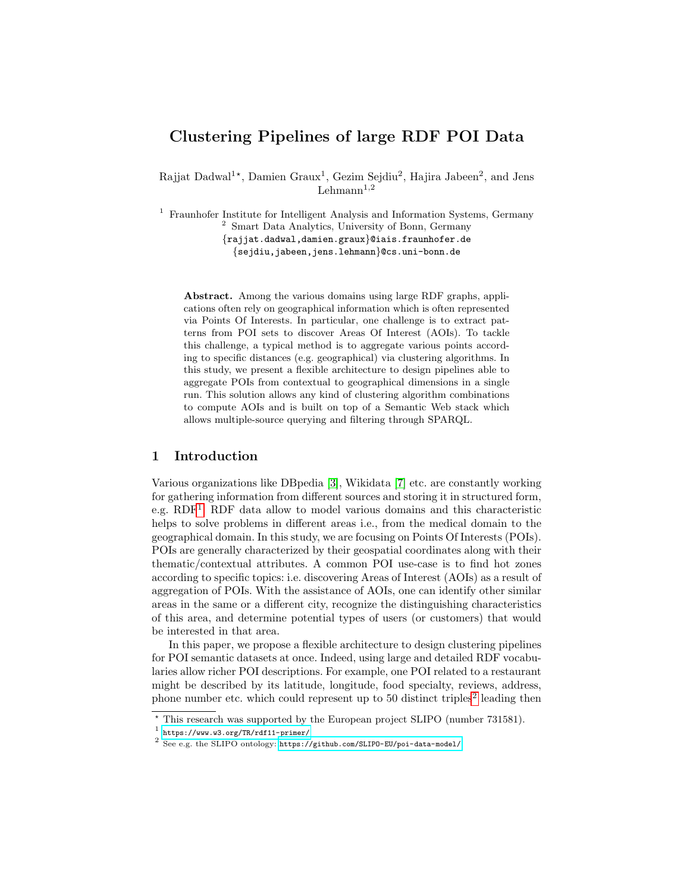# Clustering Pipelines of large RDF POI Data

Rajjat Dadwal[1*], Damien Graux[1], Gezim Sejdiu[2], Hajira Jabeen[2], and Jens Lehmann[1,2]

[1] Fraunhofer Institute for Intelligent Analysis and Information Systems, Germany
[2] Smart Data Analytics, University of Bonn, Germany
{rajjat.dadwal,damien.graux}@iais.fraunhofer.de
{sejdiu,jabeen,jens.lehmann}@cs.uni-bonn.de

**Abstract.** Among the various domains using large RDF graphs, applications often rely on geographical information which is often represented via Points Of Interests. In particular, one challenge is to extract patterns from POI sets to discover Areas Of Interest (AOIs). To tackle this challenge, a typical method is to aggregate various points according to specific distances (e.g. geographical) via clustering algorithms. In this study, we present a flexible architecture to design pipelines able to aggregate POIs from contextual to geographical dimensions in a single run. This solution allows any kind of clustering algorithm combinations to compute AOIs and is built on top of a Semantic Web stack which allows multiple-source querying and filtering through SPARQL.

## 1 Introduction

Various organizations like DBpedia [3], Wikidata [7] etc. are constantly working for gathering information from different sources and storing it in structured form, e.g. RDF[1]. RDF data allow to model various domains and this characteristic helps to solve problems in different areas i.e., from the medical domain to the geographical domain. In this study, we are focusing on Points Of Interests (POIs). POIs are generally characterized by their geospatial coordinates along with their thematic/contextual attributes. A common POI use-case is to find hot zones according to specific topics: i.e. discovering Areas of Interest (AOIs) as a result of aggregation of POIs. With the assistance of AOIs, one can identify other similar areas in the same or a different city, recognize the distinguishing characteristics of this area, and determine potential types of users (or customers) that would be interested in that area.

In this paper, we propose a flexible architecture to design clustering pipelines for POI semantic datasets at once. Indeed, using large and detailed RDF vocabularies allow richer POI descriptions. For example, one POI related to a restaurant might be described by its latitude, longitude, food specialty, reviews, address, phone number etc. which could represent up to 50 distinct triples[2] leading then

\* This research was supported by the European project SLIPO (number 731581).

[1] https://www.w3.org/TR/rdf11-primer/

[2] See e.g. the SLIPO ontology: https://github.com/SLIPO-EU/poi-data-model/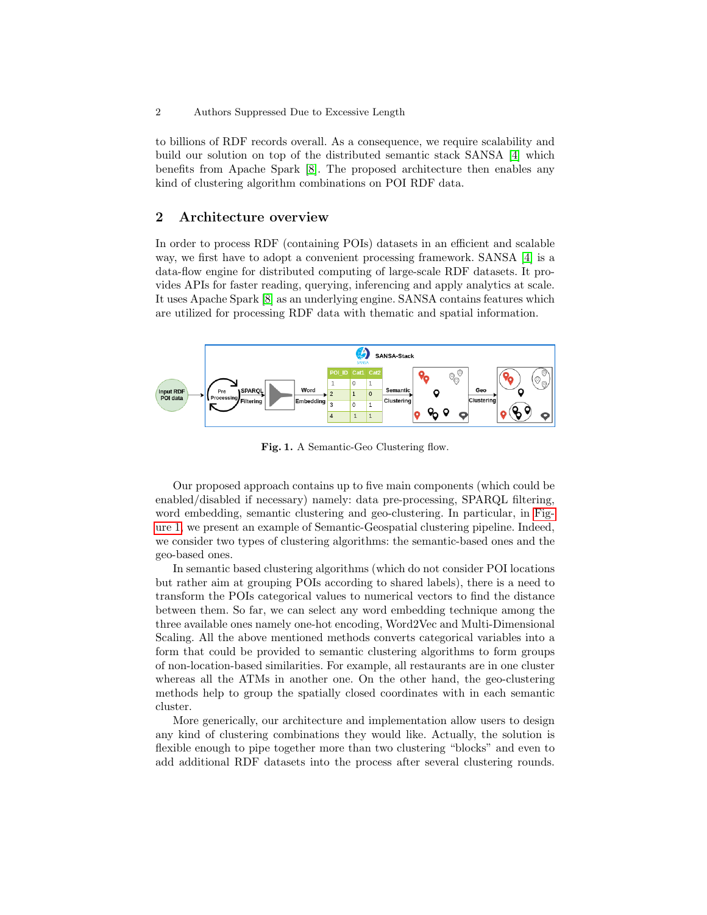to billions of RDF records overall. As a consequence, we require scalability and build our solution on top of the distributed semantic stack SANSA [4] which benefits from Apache Spark [8]. The proposed architecture then enables any kind of clustering algorithm combinations on POI RDF data.

## 2 Architecture overview

In order to process RDF (containing POIs) datasets in an efficient and scalable way, we first have to adopt a convenient processing framework. SANSA [4] is a data-flow engine for distributed computing of large-scale RDF datasets. It provides APIs for faster reading, querying, inferencing and apply analytics at scale. It uses Apache Spark [8] as an underlying engine. SANSA contains features which are utilized for processing RDF data with thematic and spatial information.

SANSA-Stack

Input RDF POI data

Pre Processing

SPARQL Filtering

Word Embedding

| POI_ID | Cat1 | Cat2 |
| --- | --- | --- |
| 1 | 0 | 1 |
| 2 | 1 | 0 |
| 3 | 0 | 1 |
| 4 | 1 | 1 |

Semantic Clustering

Geo Clustering

**Fig. 1.** A Semantic-Geo Clustering flow.

Our proposed approach contains up to five main components (which could be enabled/disabled if necessary) namely: data pre-processing, SPARQL filtering, word embedding, semantic clustering and geo-clustering. In particular, in Figure 1, we present an example of Semantic-Geospatial clustering pipeline. Indeed, we consider two types of clustering algorithms: the semantic-based ones and the geo-based ones.

In semantic based clustering algorithms (which do not consider POI locations but rather aim at grouping POIs according to shared labels), there is a need to transform the POIs categorical values to numerical vectors to find the distance between them. So far, we can select any word embedding technique among the three available ones namely one-hot encoding, Word2Vec and Multi-Dimensional Scaling. All the above mentioned methods converts categorical variables into a form that could be provided to semantic clustering algorithms to form groups of non-location-based similarities. For example, all restaurants are in one cluster whereas all the ATMs in another one. On the other hand, the geo-clustering methods help to group the spatially closed coordinates with in each semantic cluster.

More generically, our architecture and implementation allow users to design any kind of clustering combinations they would like. Actually, the solution is flexible enough to pipe together more than two clustering "blocks" and even to add additional RDF datasets into the process after several clustering rounds.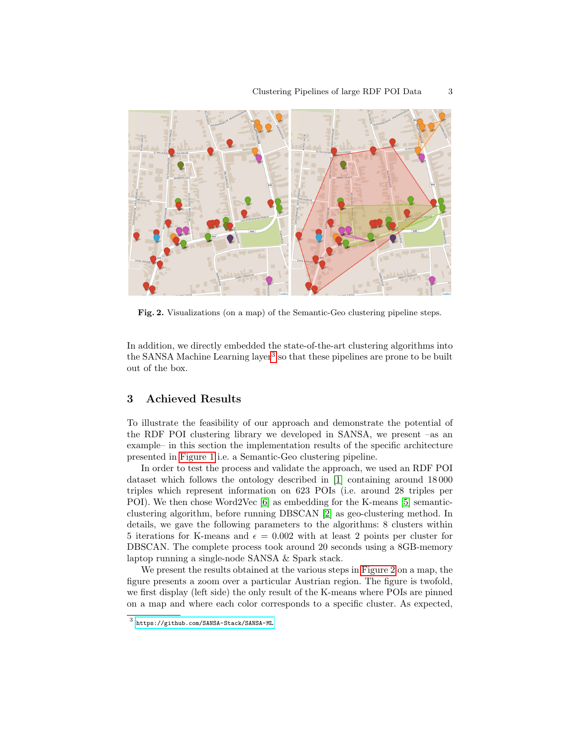Fig. 2. Visualizations (on a map) of the Semantic-Geo clustering pipeline steps.

In addition, we directly embedded the state-of-the-art clustering algorithms into the SANSA Machine Learning layer[3] so that these pipelines are prone to be built out of the box.

## 3 Achieved Results

To illustrate the feasibility of our approach and demonstrate the potential of the RDF POI clustering library we developed in SANSA, we present –as an example– in this section the implementation results of the specific architecture presented in Figure 1 i.e. a Semantic-Geo clustering pipeline.

In order to test the process and validate the approach, we used an RDF POI dataset which follows the ontology described in [1] containing around 18 000 triples which represent information on 623 POIs (i.e. around 28 triples per POI). We then chose Word2Vec [6] as embedding for the K-means [5] semantic-clustering algorithm, before running DBSCAN [2] as geo-clustering method. In details, we gave the following parameters to the algorithms: 8 clusters within 5 iterations for K-means and $\epsilon = 0.002$ with at least 2 points per cluster for DBSCAN. The complete process took around 20 seconds using a 8GB-memory laptop running a single-node SANSA & Spark stack.

We present the results obtained at the various steps in Figure 2 on a map, the figure presents a zoom over a particular Austrian region. The figure is twofold, we first display (left side) the only result of the K-means where POIs are pinned on a map and where each color corresponds to a specific cluster. As expected,

[3] https://github.com/SANSA-Stack/SANSA-ML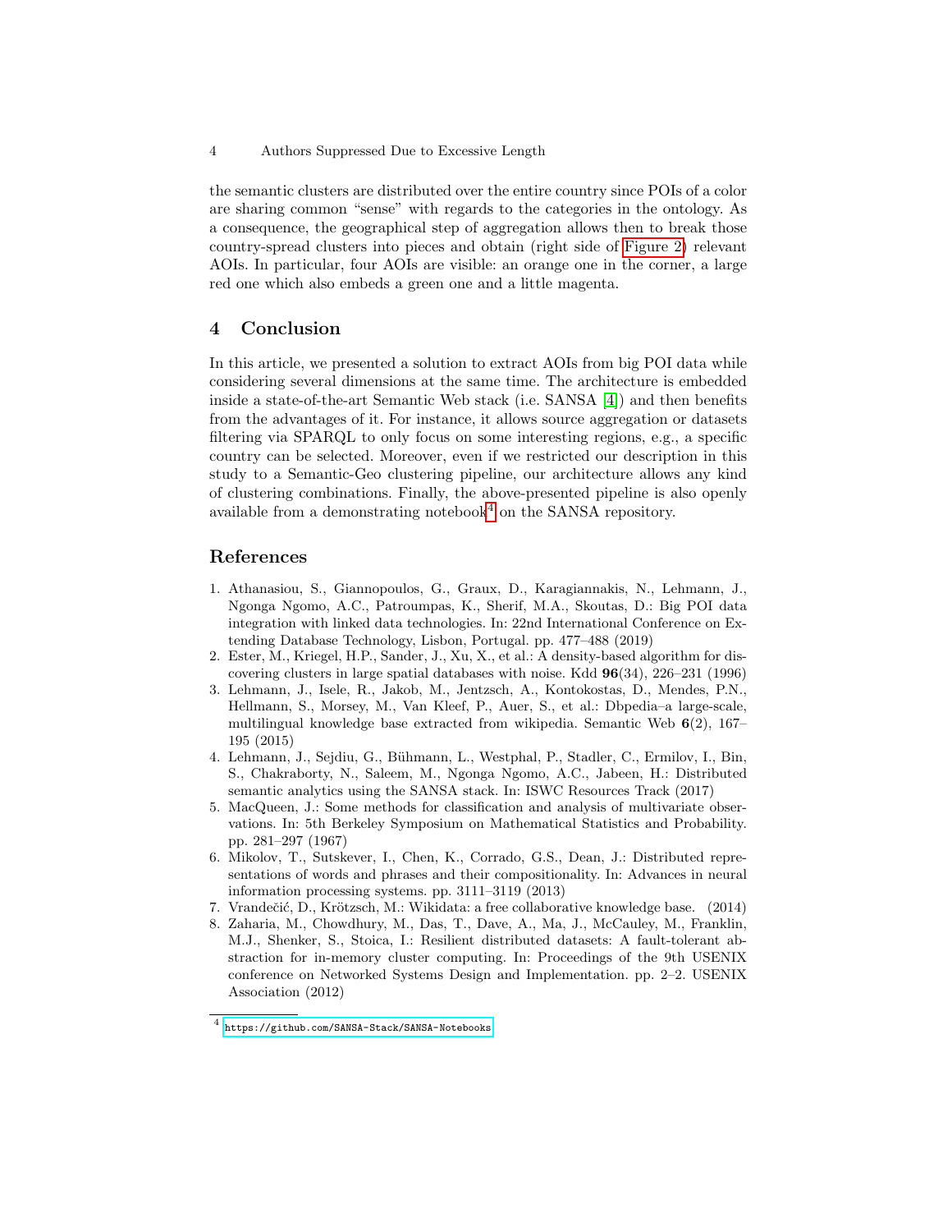the semantic clusters are distributed over the entire country since POIs of a color are sharing common "sense" with regards to the categories in the ontology. As a consequence, the geographical step of aggregation allows then to break those country-spread clusters into pieces and obtain (right side of Figure 2) relevant AOIs. In particular, four AOIs are visible: an orange one in the corner, a large red one which also embeds a green one and a little magenta.

## 4 Conclusion

In this article, we presented a solution to extract AOIs from big POI data while considering several dimensions at the same time. The architecture is embedded inside a state-of-the-art Semantic Web stack (i.e. SANSA [4]) and then benefits from the advantages of it. For instance, it allows source aggregation or datasets filtering via SPARQL to only focus on some interesting regions, e.g., a specific country can be selected. Moreover, even if we restricted our description in this study to a Semantic-Geo clustering pipeline, our architecture allows any kind of clustering combinations. Finally, the above-presented pipeline is also openly available from a demonstrating notebook[4] on the SANSA repository.

## References

1. Athanasiou, S., Giannopoulos, G., Graux, D., Karagiannakis, N., Lehmann, J., Ngonga Ngomo, A.C., Patroumpas, K., Sherif, M.A., Skoutas, D.: Big POI data integration with linked data technologies. In: 22nd International Conference on Extending Database Technology, Lisbon, Portugal. pp. 477–488 (2019)
2. Ester, M., Kriegel, H.P., Sander, J., Xu, X., et al.: A density-based algorithm for discovering clusters in large spatial databases with noise. Kdd **96**(34), 226–231 (1996)
3. Lehmann, J., Isele, R., Jakob, M., Jentzsch, A., Kontokostas, D., Mendes, P.N., Hellmann, S., Morsey, M., Van Kleef, P., Auer, S., et al.: Dbpedia–a large-scale, multilingual knowledge base extracted from wikipedia. Semantic Web **6**(2), 167–195 (2015)
4. Lehmann, J., Sejdiu, G., Bühmann, L., Westphal, P., Stadler, C., Ermilov, I., Bin, S., Chakraborty, N., Saleem, M., Ngonga Ngomo, A.C., Jabeen, H.: Distributed semantic analytics using the SANSA stack. In: ISWC Resources Track (2017)
5. MacQueen, J.: Some methods for classification and analysis of multivariate observations. In: 5th Berkeley Symposium on Mathematical Statistics and Probability. pp. 281–297 (1967)
6. Mikolov, T., Sutskever, I., Chen, K., Corrado, G.S., Dean, J.: Distributed representations of words and phrases and their compositionality. In: Advances in neural information processing systems. pp. 3111–3119 (2013)
7. Vrandečić, D., Krötzsch, M.: Wikidata: a free collaborative knowledge base. (2014)
8. Zaharia, M., Chowdhury, M., Das, T., Dave, A., Ma, J., McCauley, M., Franklin, M.J., Shenker, S., Stoica, I.: Resilient distributed datasets: A fault-tolerant abstraction for in-memory cluster computing. In: Proceedings of the 9th USENIX conference on Networked Systems Design and Implementation. pp. 2–2. USENIX Association (2012)

[4] https://github.com/SANSA-Stack/SANSA-Notebooks